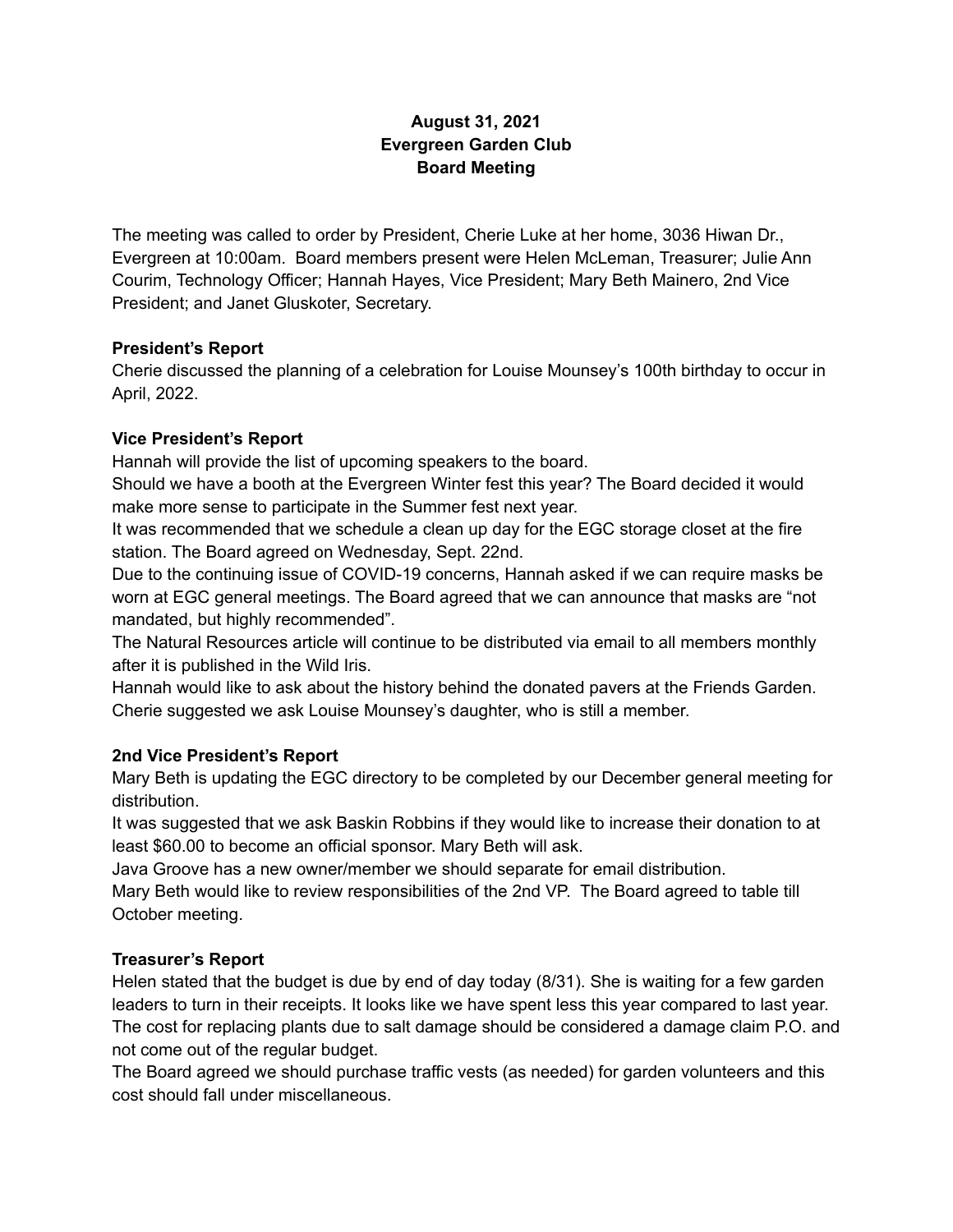# August 31, 2021
# Evergreen Garden Club
# Board Meeting

The meeting was called to order by President, Cherie Luke at her home, 3036 Hiwan Dr., Evergreen at 10:00am. Board members present were Helen McLeman, Treasurer; Julie Ann Courim, Technology Officer; Hannah Hayes, Vice President; Mary Beth Mainero, 2nd Vice President; and Janet Gluskoter, Secretary.

**President's Report**

Cherie discussed the planning of a celebration for Louise Mounsey's 100th birthday to occur in April, 2022.

**Vice President's Report**

Hannah will provide the list of upcoming speakers to the board.

Should we have a booth at the Evergreen Winter fest this year? The Board decided it would make more sense to participate in the Summer fest next year.

It was recommended that we schedule a clean up day for the EGC storage closet at the fire station. The Board agreed on Wednesday, Sept. 22nd.

Due to the continuing issue of COVID-19 concerns, Hannah asked if we can require masks be worn at EGC general meetings. The Board agreed that we can announce that masks are "not mandated, but highly recommended".

The Natural Resources article will continue to be distributed via email to all members monthly after it is published in the Wild Iris.

Hannah would like to ask about the history behind the donated pavers at the Friends Garden. Cherie suggested we ask Louise Mounsey's daughter, who is still a member.

**2nd Vice President's Report**

Mary Beth is updating the EGC directory to be completed by our December general meeting for distribution.

It was suggested that we ask Baskin Robbins if they would like to increase their donation to at least $60.00 to become an official sponsor. Mary Beth will ask.

Java Groove has a new owner/member we should separate for email distribution.

Mary Beth would like to review responsibilities of the 2nd VP. The Board agreed to table till October meeting.

**Treasurer's Report**

Helen stated that the budget is due by end of day today (8/31). She is waiting for a few garden leaders to turn in their receipts. It looks like we have spent less this year compared to last year. The cost for replacing plants due to salt damage should be considered a damage claim P.O. and not come out of the regular budget.

The Board agreed we should purchase traffic vests (as needed) for garden volunteers and this cost should fall under miscellaneous.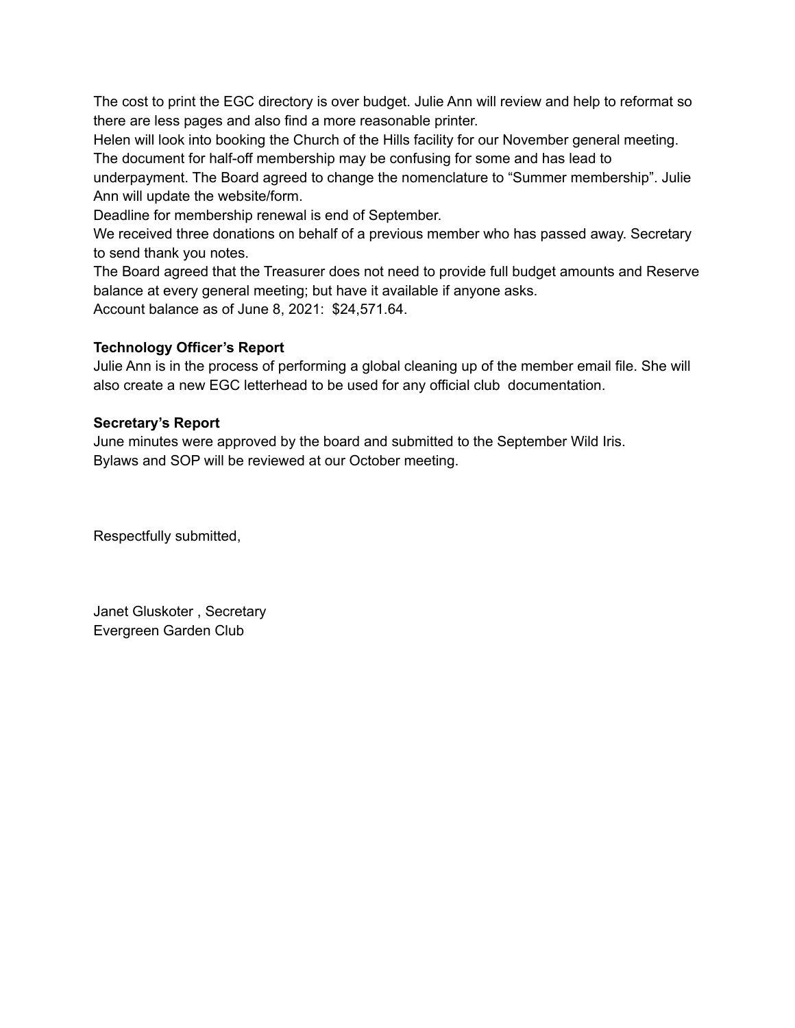The cost to print the EGC directory is over budget. Julie Ann will review and help to reformat so there are less pages and also find a more reasonable printer.
Helen will look into booking the Church of the Hills facility for our November general meeting.
The document for half-off membership may be confusing for some and has lead to underpayment. The Board agreed to change the nomenclature to “Summer membership”. Julie Ann will update the website/form.
Deadline for membership renewal is end of September.
We received three donations on behalf of a previous member who has passed away. Secretary to send thank you notes.
The Board agreed that the Treasurer does not need to provide full budget amounts and Reserve balance at every general meeting; but have it available if anyone asks.
Account balance as of June 8, 2021: $24,571.64.

**Technology Officer’s Report**
Julie Ann is in the process of performing a global cleaning up of the member email file. She will also create a new EGC letterhead to be used for any official club documentation.

**Secretary’s Report**
June minutes were approved by the board and submitted to the September Wild Iris.
Bylaws and SOP will be reviewed at our October meeting.

Respectfully submitted,

Janet Gluskoter , Secretary
Evergreen Garden Club